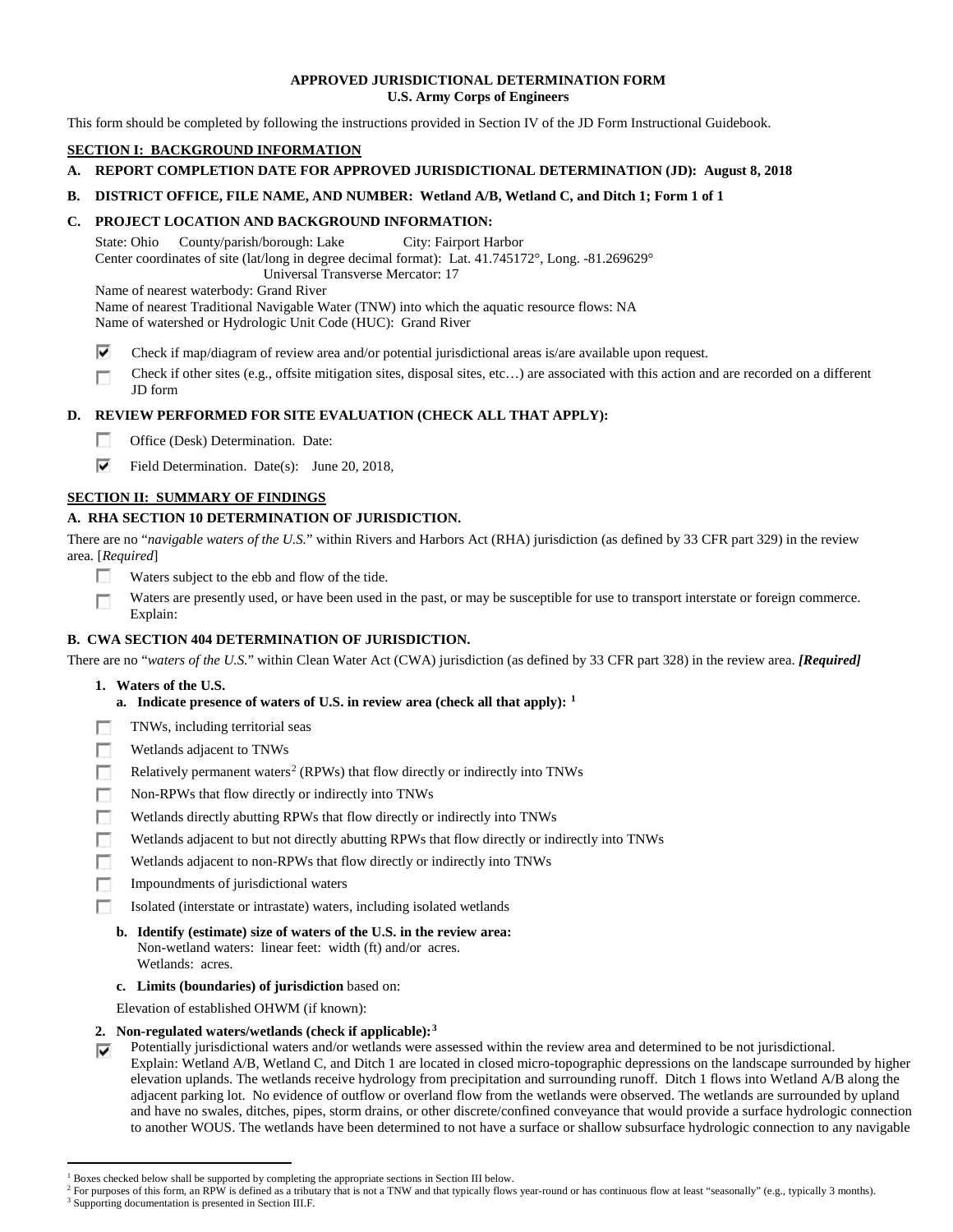**APPROVED JURISDICTIONAL DETERMINATION FORM**
**U.S. Army Corps of Engineers**

This form should be completed by following the instructions provided in Section IV of the JD Form Instructional Guidebook.

## SECTION I: BACKGROUND INFORMATION

**A. REPORT COMPLETION DATE FOR APPROVED JURISDICTIONAL DETERMINATION (JD): August 8, 2018**

**B. DISTRICT OFFICE, FILE NAME, AND NUMBER: Wetland A/B, Wetland C, and Ditch 1; Form 1 of 1**

**C. PROJECT LOCATION AND BACKGROUND INFORMATION:**

State: Ohio County/parish/borough: Lake City: Fairport Harbor
Center coordinates of site (lat/long in degree decimal format): Lat. 41.745172°, Long. -81.269629°
Universal Transverse Mercator: 17
Name of nearest waterbody: Grand River
Name of nearest Traditional Navigable Water (TNW) into which the aquatic resource flows: NA
Name of watershed or Hydrologic Unit Code (HUC): Grand River

- [x] Check if map/diagram of review area and/or potential jurisdictional areas is/are available upon request.
- [ ] Check if other sites (e.g., offsite mitigation sites, disposal sites, etc…) are associated with this action and are recorded on a different JD form

**D. REVIEW PERFORMED FOR SITE EVALUATION (CHECK ALL THAT APPLY):**

- [ ] Office (Desk) Determination. Date:
- [x] Field Determination. Date(s): June 20, 2018,

## SECTION II: SUMMARY OF FINDINGS

**A. RHA SECTION 10 DETERMINATION OF JURISDICTION.**

There are no "*navigable waters of the U.S.*" within Rivers and Harbors Act (RHA) jurisdiction (as defined by 33 CFR part 329) in the review area. [*Required*]

- [ ] Waters subject to the ebb and flow of the tide.
- [ ] Waters are presently used, or have been used in the past, or may be susceptible for use to transport interstate or foreign commerce. Explain:

**B. CWA SECTION 404 DETERMINATION OF JURISDICTION.**

There are no "*waters of the U.S.*" within Clean Water Act (CWA) jurisdiction (as defined by 33 CFR part 328) in the review area. ***[Required]***

**1. Waters of the U.S.**

**a. Indicate presence of waters of U.S. in review area (check all that apply):** [1]

- [ ] TNWs, including territorial seas
- [ ] Wetlands adjacent to TNWs
- [ ] Relatively permanent waters[2] (RPWs) that flow directly or indirectly into TNWs
- [ ] Non-RPWs that flow directly or indirectly into TNWs
- [ ] Wetlands directly abutting RPWs that flow directly or indirectly into TNWs
- [ ] Wetlands adjacent to but not directly abutting RPWs that flow directly or indirectly into TNWs
- [ ] Wetlands adjacent to non-RPWs that flow directly or indirectly into TNWs
- [ ] Impoundments of jurisdictional waters
- [ ] Isolated (interstate or intrastate) waters, including isolated wetlands

**b. Identify (estimate) size of waters of the U.S. in the review area:**
Non-wetland waters: linear feet: width (ft) and/or acres.
Wetlands: acres.

**c. Limits (boundaries) of jurisdiction** based on:

Elevation of established OHWM (if known):

**2. Non-regulated waters/wetlands (check if applicable):**[3]

- [x] Potentially jurisdictional waters and/or wetlands were assessed within the review area and determined to be not jurisdictional.
Explain: Wetland A/B, Wetland C, and Ditch 1 are located in closed micro-topographic depressions on the landscape surrounded by higher elevation uplands. The wetlands receive hydrology from precipitation and surrounding runoff. Ditch 1 flows into Wetland A/B along the adjacent parking lot. No evidence of outflow or overland flow from the wetlands were observed. The wetlands are surrounded by upland and have no swales, ditches, pipes, storm drains, or other discrete/confined conveyance that would provide a surface hydrologic connection to another WOUS. The wetlands have been determined to not have a surface or shallow subsurface hydrologic connection to any navigable

---

[1] Boxes checked below shall be supported by completing the appropriate sections in Section III below.
[2] For purposes of this form, an RPW is defined as a tributary that is not a TNW and that typically flows year-round or has continuous flow at least "seasonally" (e.g., typically 3 months).
[3] Supporting documentation is presented in Section III.F.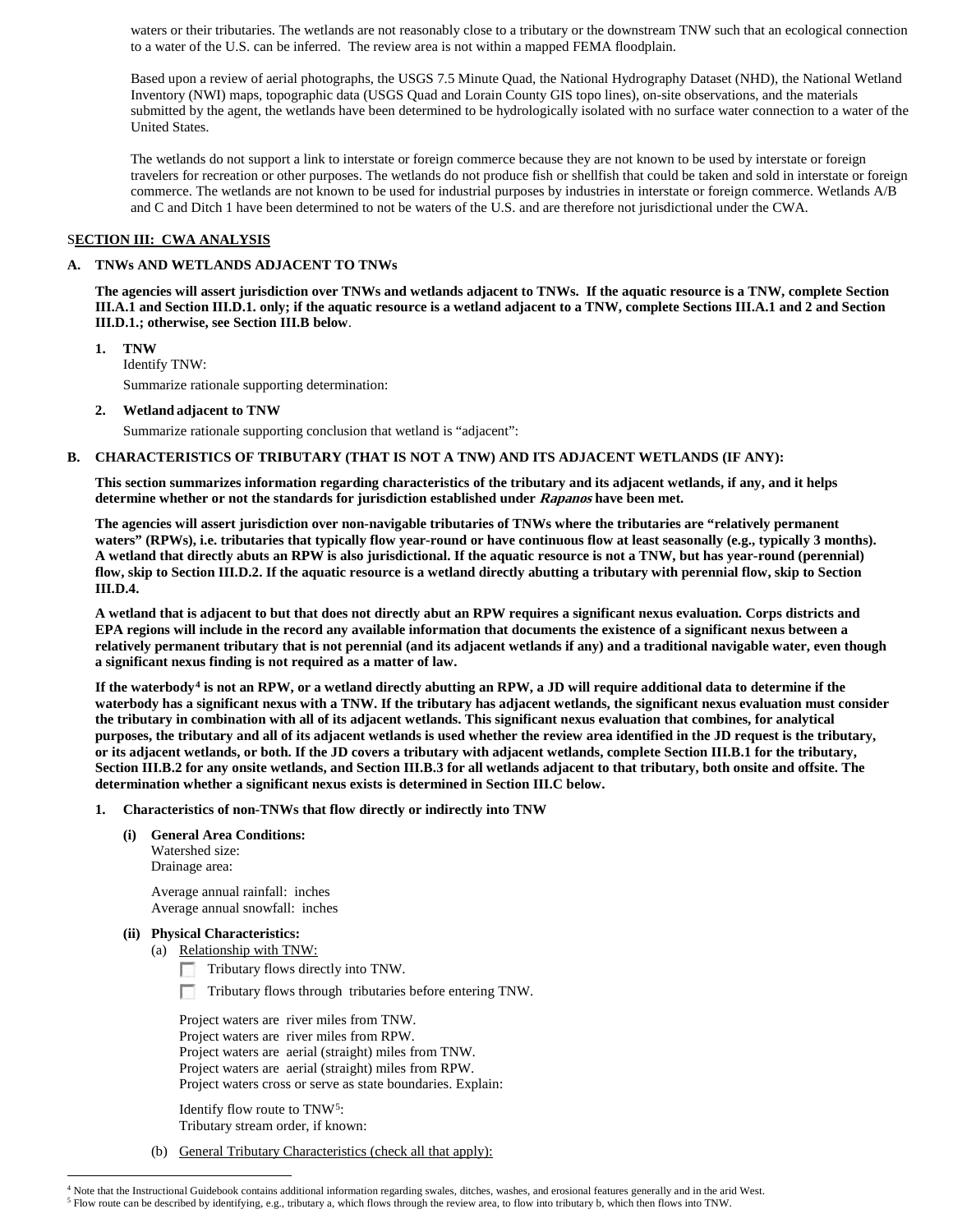waters or their tributaries. The wetlands are not reasonably close to a tributary or the downstream TNW such that an ecological connection to a water of the U.S. can be inferred. The review area is not within a mapped FEMA floodplain.

Based upon a review of aerial photographs, the USGS 7.5 Minute Quad, the National Hydrography Dataset (NHD), the National Wetland Inventory (NWI) maps, topographic data (USGS Quad and Lorain County GIS topo lines), on-site observations, and the materials submitted by the agent, the wetlands have been determined to be hydrologically isolated with no surface water connection to a water of the United States.

The wetlands do not support a link to interstate or foreign commerce because they are not known to be used by interstate or foreign travelers for recreation or other purposes. The wetlands do not produce fish or shellfish that could be taken and sold in interstate or foreign commerce. The wetlands are not known to be used for industrial purposes by industries in interstate or foreign commerce. Wetlands A/B and C and Ditch 1 have been determined to not be waters of the U.S. and are therefore not jurisdictional under the CWA.

## SECTION III: CWA ANALYSIS

### A. TNWs AND WETLANDS ADJACENT TO TNWs

**The agencies will assert jurisdiction over TNWs and wetlands adjacent to TNWs. If the aquatic resource is a TNW, complete Section III.A.1 and Section III.D.1. only; if the aquatic resource is a wetland adjacent to a TNW, complete Sections III.A.1 and 2 and Section III.D.1.; otherwise, see Section III.B below**.

**1. TNW**

Identify TNW:

Summarize rationale supporting determination:

**2. Wetland adjacent to TNW**

Summarize rationale supporting conclusion that wetland is "adjacent":

### B. CHARACTERISTICS OF TRIBUTARY (THAT IS NOT A TNW) AND ITS ADJACENT WETLANDS (IF ANY):

**This section summarizes information regarding characteristics of the tributary and its adjacent wetlands, if any, and it helps determine whether or not the standards for jurisdiction established under *Rapanos* have been met.**

**The agencies will assert jurisdiction over non-navigable tributaries of TNWs where the tributaries are "relatively permanent waters" (RPWs), i.e. tributaries that typically flow year-round or have continuous flow at least seasonally (e.g., typically 3 months). A wetland that directly abuts an RPW is also jurisdictional. If the aquatic resource is not a TNW, but has year-round (perennial) flow, skip to Section III.D.2. If the aquatic resource is a wetland directly abutting a tributary with perennial flow, skip to Section III.D.4.**

**A wetland that is adjacent to but that does not directly abut an RPW requires a significant nexus evaluation. Corps districts and EPA regions will include in the record any available information that documents the existence of a significant nexus between a relatively permanent tributary that is not perennial (and its adjacent wetlands if any) and a traditional navigable water, even though a significant nexus finding is not required as a matter of law.**

**If the waterbody[4] is not an RPW, or a wetland directly abutting an RPW, a JD will require additional data to determine if the waterbody has a significant nexus with a TNW. If the tributary has adjacent wetlands, the significant nexus evaluation must consider the tributary in combination with all of its adjacent wetlands. This significant nexus evaluation that combines, for analytical purposes, the tributary and all of its adjacent wetlands is used whether the review area identified in the JD request is the tributary, or its adjacent wetlands, or both. If the JD covers a tributary with adjacent wetlands, complete Section III.B.1 for the tributary, Section III.B.2 for any onsite wetlands, and Section III.B.3 for all wetlands adjacent to that tributary, both onsite and offsite. The determination whether a significant nexus exists is determined in Section III.C below.**

**1. Characteristics of non-TNWs that flow directly or indirectly into TNW**

**(i) General Area Conditions:**

Watershed size:
Drainage area:

Average annual rainfall: inches
Average annual snowfall: inches

**(ii) Physical Characteristics:**

(a) Relationship with TNW:

☐ Tributary flows directly into TNW.

☐ Tributary flows through tributaries before entering TNW.

Project waters are river miles from TNW.
Project waters are river miles from RPW.
Project waters are aerial (straight) miles from TNW.
Project waters are aerial (straight) miles from RPW.
Project waters cross or serve as state boundaries. Explain:

Identify flow route to TNW[5]:
Tributary stream order, if known:

(b) General Tributary Characteristics (check all that apply):

---

[4] Note that the Instructional Guidebook contains additional information regarding swales, ditches, washes, and erosional features generally and in the arid West.

[5] Flow route can be described by identifying, e.g., tributary a, which flows through the review area, to flow into tributary b, which then flows into TNW.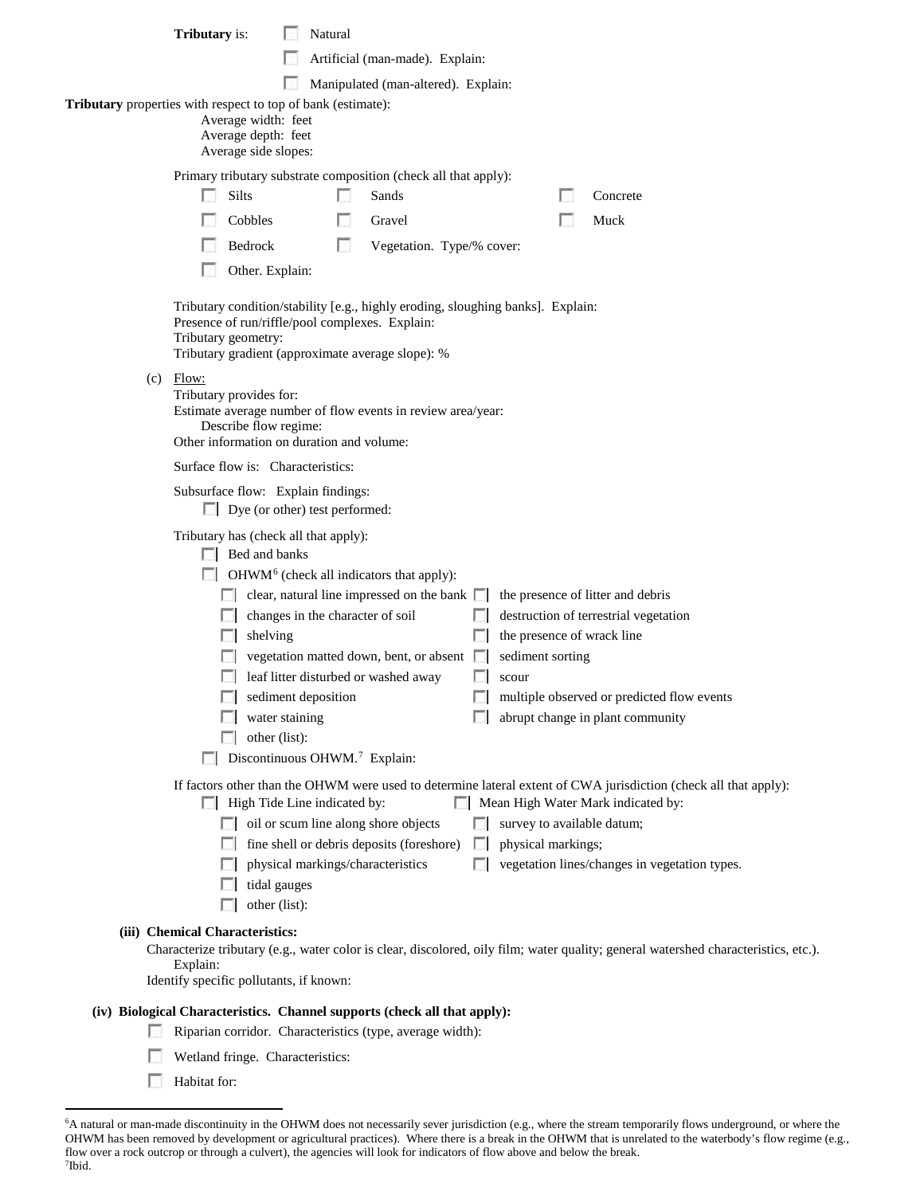**Tributary** is:
- ☐ Natural
- ☐ Artificial (man-made). Explain:
- ☐ Manipulated (man-altered). Explain:

**Tributary** properties with respect to top of bank (estimate):
Average width: feet
Average depth: feet
Average side slopes:

Primary tributary substrate composition (check all that apply):

- ☐ Silts
- ☐ Sands
- ☐ Concrete
- ☐ Cobbles
- ☐ Gravel
- ☐ Muck
- ☐ Bedrock
- ☐ Vegetation. Type/% cover:
- ☐ Other. Explain:

Tributary condition/stability [e.g., highly eroding, sloughing banks]. Explain:
Presence of run/riffle/pool complexes. Explain:
Tributary geometry:
Tributary gradient (approximate average slope): %

(c) Flow:
Tributary provides for:
Estimate average number of flow events in review area/year:
Describe flow regime:
Other information on duration and volume:

Surface flow is: Characteristics:

Subsurface flow: Explain findings:
- ☐ Dye (or other) test performed:

Tributary has (check all that apply):
- ☐ Bed and banks
- ☐ OHWM[6] (check all indicators that apply):
  - ☐ clear, natural line impressed on the bank
  - ☐ the presence of litter and debris
  - ☐ changes in the character of soil
  - ☐ destruction of terrestrial vegetation
  - ☐ shelving
  - ☐ the presence of wrack line
  - ☐ vegetation matted down, bent, or absent
  - ☐ sediment sorting
  - ☐ leaf litter disturbed or washed away
  - ☐ scour
  - ☐ sediment deposition
  - ☐ multiple observed or predicted flow events
  - ☐ water staining
  - ☐ abrupt change in plant community
  - ☐ other (list):
- ☐ Discontinuous OHWM.[7] Explain:

If factors other than the OHWM were used to determine lateral extent of CWA jurisdiction (check all that apply):
- ☐ High Tide Line indicated by:
  - ☐ oil or scum line along shore objects
  - ☐ fine shell or debris deposits (foreshore)
  - ☐ physical markings/characteristics
  - ☐ tidal gauges
  - ☐ other (list):
- ☐ Mean High Water Mark indicated by:
  - ☐ survey to available datum;
  - ☐ physical markings;
  - ☐ vegetation lines/changes in vegetation types.

**(iii) Chemical Characteristics:**
Characterize tributary (e.g., water color is clear, discolored, oily film; water quality; general watershed characteristics, etc.).
Explain:
Identify specific pollutants, if known:

**(iv) Biological Characteristics. Channel supports (check all that apply):**
- ☐ Riparian corridor. Characteristics (type, average width):
- ☐ Wetland fringe. Characteristics:
- ☐ Habitat for:

---

[6]A natural or man-made discontinuity in the OHWM does not necessarily sever jurisdiction (e.g., where the stream temporarily flows underground, or where the OHWM has been removed by development or agricultural practices). Where there is a break in the OHWM that is unrelated to the waterbody's flow regime (e.g., flow over a rock outcrop or through a culvert), the agencies will look for indicators of flow above and below the break.
[7]Ibid.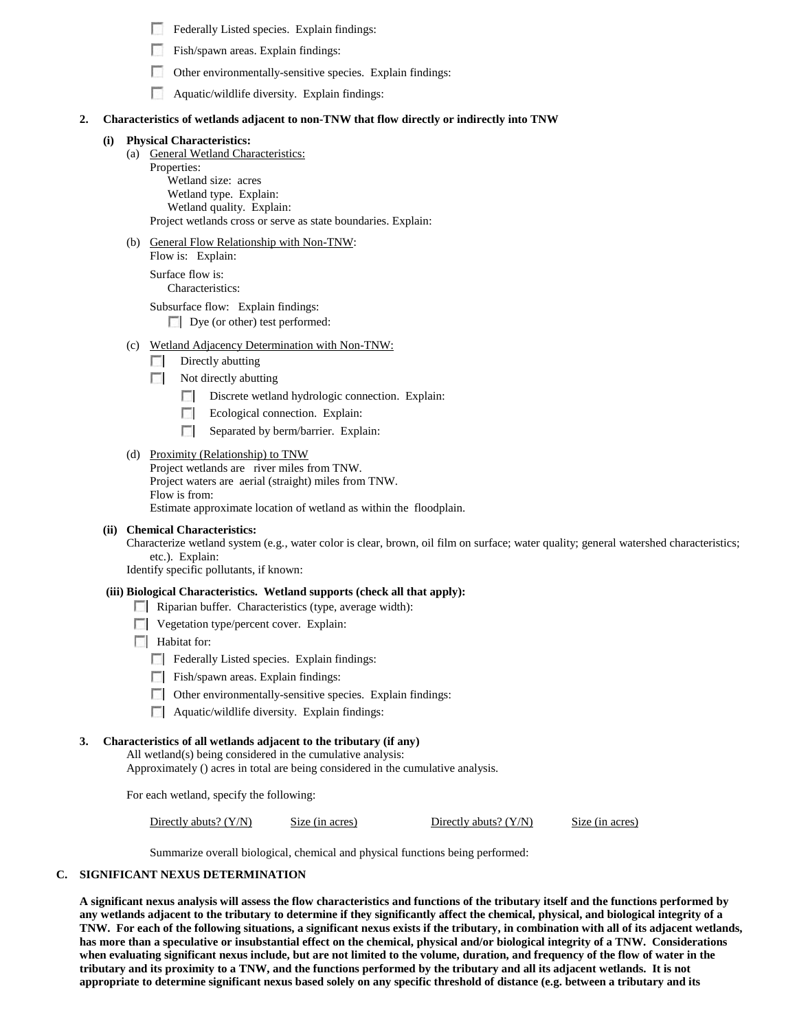- ☐ Federally Listed species. Explain findings:
- ☐ Fish/spawn areas. Explain findings:
- ☐ Other environmentally-sensitive species. Explain findings:
- ☐ Aquatic/wildlife diversity. Explain findings:

**2. Characteristics of wetlands adjacent to non-TNW that flow directly or indirectly into TNW**

**(i) Physical Characteristics:**

(a) General Wetland Characteristics:

Properties:

Wetland size: acres

Wetland type. Explain:

Wetland quality. Explain:

Project wetlands cross or serve as state boundaries. Explain:

(b) General Flow Relationship with Non-TNW:

Flow is: Explain:

Surface flow is:

Characteristics:

Subsurface flow: Explain findings:

- ☐ Dye (or other) test performed:

(c) Wetland Adjacency Determination with Non-TNW:

- ☐ Directly abutting
- ☐ Not directly abutting
  - ☐ Discrete wetland hydrologic connection. Explain:
  - ☐ Ecological connection. Explain:
  - ☐ Separated by berm/barrier. Explain:

(d) Proximity (Relationship) to TNW

Project wetlands are river miles from TNW.

Project waters are aerial (straight) miles from TNW.

Flow is from:

Estimate approximate location of wetland as within the floodplain.

**(ii) Chemical Characteristics:**

Characterize wetland system (e.g., water color is clear, brown, oil film on surface; water quality; general watershed characteristics; etc.). Explain:

Identify specific pollutants, if known:

**(iii) Biological Characteristics. Wetland supports (check all that apply):**

- ☐ Riparian buffer. Characteristics (type, average width):
- ☐ Vegetation type/percent cover. Explain:
- ☐ Habitat for:
  - ☐ Federally Listed species. Explain findings:
  - ☐ Fish/spawn areas. Explain findings:
  - ☐ Other environmentally-sensitive species. Explain findings:
  - ☐ Aquatic/wildlife diversity. Explain findings:

**3. Characteristics of all wetlands adjacent to the tributary (if any)**

All wetland(s) being considered in the cumulative analysis:

Approximately () acres in total are being considered in the cumulative analysis.

For each wetland, specify the following:

| Directly abuts? (Y/N) | Size (in acres) | Directly abuts? (Y/N) | Size (in acres) |
|---|---|---|---|

Summarize overall biological, chemical and physical functions being performed:

## C. SIGNIFICANT NEXUS DETERMINATION

**A significant nexus analysis will assess the flow characteristics and functions of the tributary itself and the functions performed by any wetlands adjacent to the tributary to determine if they significantly affect the chemical, physical, and biological integrity of a TNW. For each of the following situations, a significant nexus exists if the tributary, in combination with all of its adjacent wetlands, has more than a speculative or insubstantial effect on the chemical, physical and/or biological integrity of a TNW. Considerations when evaluating significant nexus include, but are not limited to the volume, duration, and frequency of the flow of water in the tributary and its proximity to a TNW, and the functions performed by the tributary and all its adjacent wetlands. It is not appropriate to determine significant nexus based solely on any specific threshold of distance (e.g. between a tributary and its**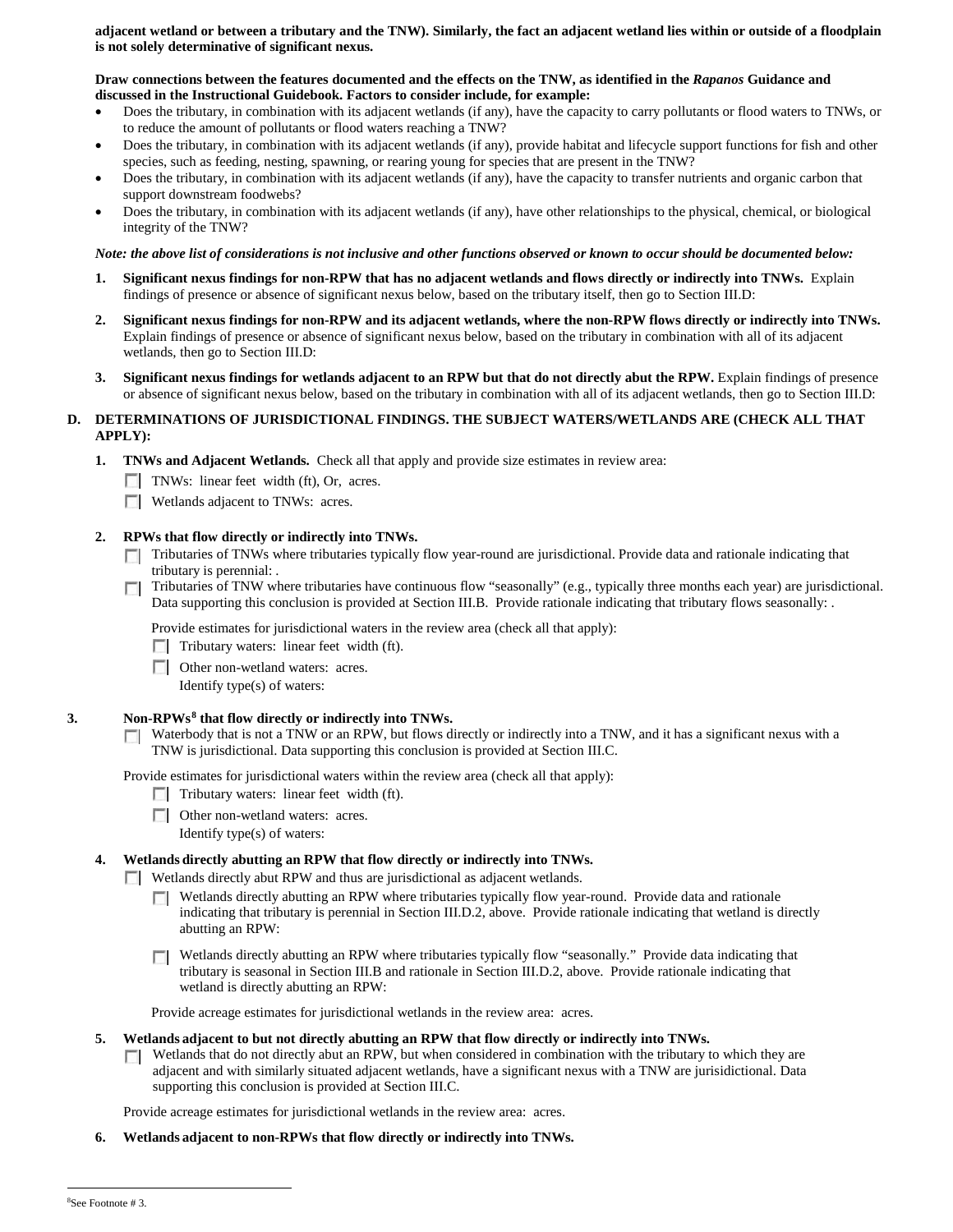**adjacent wetland or between a tributary and the TNW). Similarly, the fact an adjacent wetland lies within or outside of a floodplain is not solely determinative of significant nexus.**

**Draw connections between the features documented and the effects on the TNW, as identified in the *Rapanos* Guidance and discussed in the Instructional Guidebook. Factors to consider include, for example:**

- Does the tributary, in combination with its adjacent wetlands (if any), have the capacity to carry pollutants or flood waters to TNWs, or to reduce the amount of pollutants or flood waters reaching a TNW?
- Does the tributary, in combination with its adjacent wetlands (if any), provide habitat and lifecycle support functions for fish and other species, such as feeding, nesting, spawning, or rearing young for species that are present in the TNW?
- Does the tributary, in combination with its adjacent wetlands (if any), have the capacity to transfer nutrients and organic carbon that support downstream foodwebs?
- Does the tributary, in combination with its adjacent wetlands (if any), have other relationships to the physical, chemical, or biological integrity of the TNW?

***Note: the above list of considerations is not inclusive and other functions observed or known to occur should be documented below:***

1. **Significant nexus findings for non-RPW that has no adjacent wetlands and flows directly or indirectly into TNWs.** Explain findings of presence or absence of significant nexus below, based on the tributary itself, then go to Section III.D:

2. **Significant nexus findings for non-RPW and its adjacent wetlands, where the non-RPW flows directly or indirectly into TNWs.** Explain findings of presence or absence of significant nexus below, based on the tributary in combination with all of its adjacent wetlands, then go to Section III.D:

3. **Significant nexus findings for wetlands adjacent to an RPW but that do not directly abut the RPW.** Explain findings of presence or absence of significant nexus below, based on the tributary in combination with all of its adjacent wetlands, then go to Section III.D:

## D. DETERMINATIONS OF JURISDICTIONAL FINDINGS. THE SUBJECT WATERS/WETLANDS ARE (CHECK ALL THAT APPLY):

1. **TNWs and Adjacent Wetlands.** Check all that apply and provide size estimates in review area:
   - ☐ TNWs: linear feet width (ft), Or, acres.
   - ☐ Wetlands adjacent to TNWs: acres.

2. **RPWs that flow directly or indirectly into TNWs.**
   - ☐ Tributaries of TNWs where tributaries typically flow year-round are jurisdictional. Provide data and rationale indicating that tributary is perennial: .
   - ☐ Tributaries of TNW where tributaries have continuous flow "seasonally" (e.g., typically three months each year) are jurisdictional. Data supporting this conclusion is provided at Section III.B. Provide rationale indicating that tributary flows seasonally: .

   Provide estimates for jurisdictional waters in the review area (check all that apply):
   - ☐ Tributary waters: linear feet width (ft).
   - ☐ Other non-wetland waters: acres.
     Identify type(s) of waters:

3. **Non-RPWs[8] that flow directly or indirectly into TNWs.**
   - ☐ Waterbody that is not a TNW or an RPW, but flows directly or indirectly into a TNW, and it has a significant nexus with a TNW is jurisdictional. Data supporting this conclusion is provided at Section III.C.

   Provide estimates for jurisdictional waters within the review area (check all that apply):
   - ☐ Tributary waters: linear feet width (ft).
   - ☐ Other non-wetland waters: acres.
     Identify type(s) of waters:

4. **Wetlands directly abutting an RPW that flow directly or indirectly into TNWs.**
   - ☐ Wetlands directly abut RPW and thus are jurisdictional as adjacent wetlands.
     - ☐ Wetlands directly abutting an RPW where tributaries typically flow year-round. Provide data and rationale indicating that tributary is perennial in Section III.D.2, above. Provide rationale indicating that wetland is directly abutting an RPW:
     - ☐ Wetlands directly abutting an RPW where tributaries typically flow "seasonally." Provide data indicating that tributary is seasonal in Section III.B and rationale in Section III.D.2, above. Provide rationale indicating that wetland is directly abutting an RPW:

   Provide acreage estimates for jurisdictional wetlands in the review area: acres.

5. **Wetlands adjacent to but not directly abutting an RPW that flow directly or indirectly into TNWs.**
   - ☐ Wetlands that do not directly abut an RPW, but when considered in combination with the tributary to which they are adjacent and with similarly situated adjacent wetlands, have a significant nexus with a TNW are jurisidictional. Data supporting this conclusion is provided at Section III.C.

   Provide acreage estimates for jurisdictional wetlands in the review area: acres.

6. **Wetlands adjacent to non-RPWs that flow directly or indirectly into TNWs.**

---

[8] See Footnote # 3.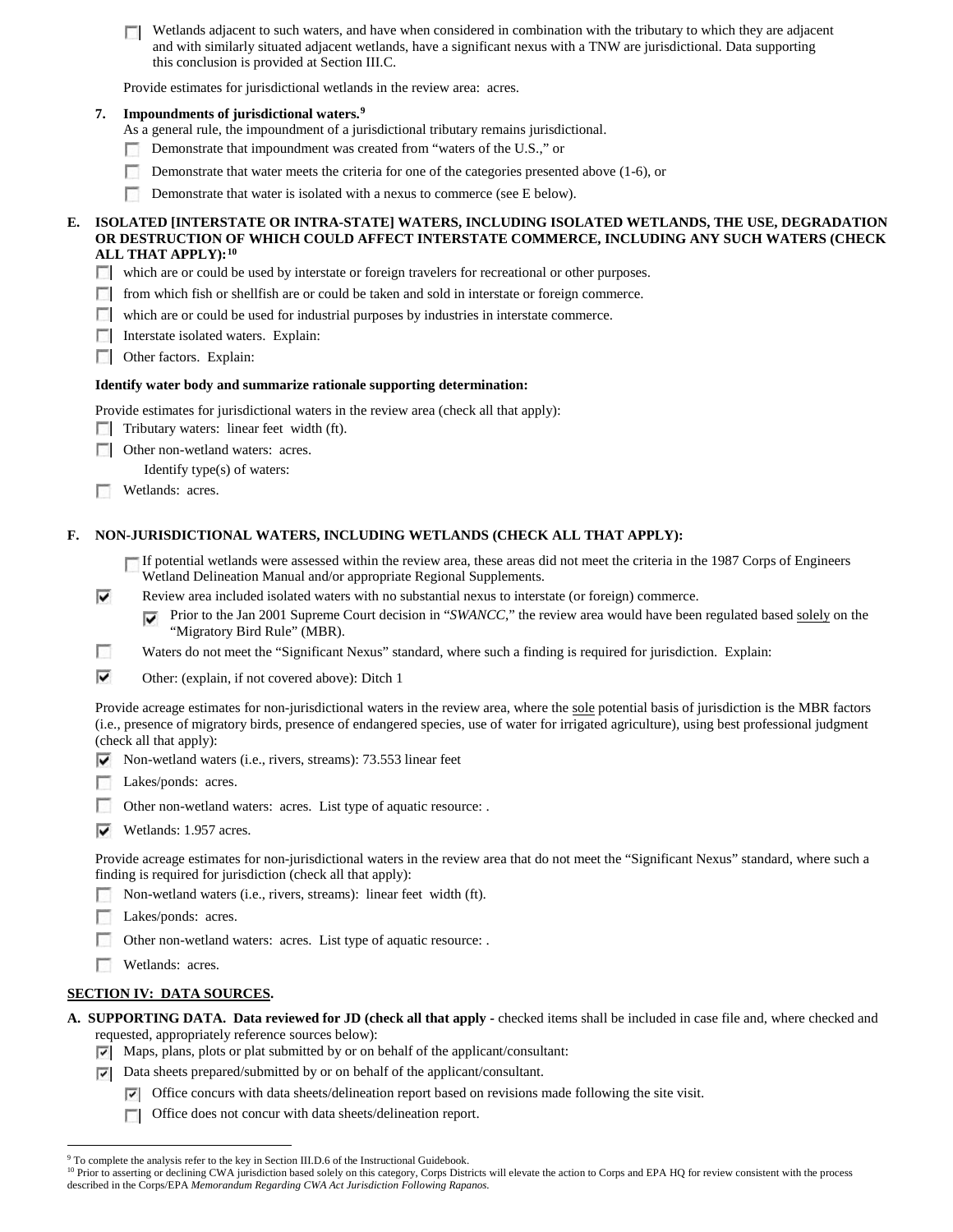- ☐ Wetlands adjacent to such waters, and have when considered in combination with the tributary to which they are adjacent and with similarly situated adjacent wetlands, have a significant nexus with a TNW are jurisdictional. Data supporting this conclusion is provided at Section III.C.

Provide estimates for jurisdictional wetlands in the review area: acres.

**7. Impoundments of jurisdictional waters.**[9]

As a general rule, the impoundment of a jurisdictional tributary remains jurisdictional.

- ☐ Demonstrate that impoundment was created from "waters of the U.S.," or
- ☐ Demonstrate that water meets the criteria for one of the categories presented above (1-6), or
- ☐ Demonstrate that water is isolated with a nexus to commerce (see E below).

**E. ISOLATED [INTERSTATE OR INTRA-STATE] WATERS, INCLUDING ISOLATED WETLANDS, THE USE, DEGRADATION OR DESTRUCTION OF WHICH COULD AFFECT INTERSTATE COMMERCE, INCLUDING ANY SUCH WATERS (CHECK ALL THAT APPLY):**[10]

- ☐ which are or could be used by interstate or foreign travelers for recreational or other purposes.
- ☐ from which fish or shellfish are or could be taken and sold in interstate or foreign commerce.
- ☐ which are or could be used for industrial purposes by industries in interstate commerce.
- ☐ Interstate isolated waters. Explain:
- ☐ Other factors. Explain:

**Identify water body and summarize rationale supporting determination:**

Provide estimates for jurisdictional waters in the review area (check all that apply):

- ☐ Tributary waters: linear feet width (ft).
- ☐ Other non-wetland waters: acres.
  Identify type(s) of waters:
- ☐ Wetlands: acres.

**F. NON-JURISDICTIONAL WATERS, INCLUDING WETLANDS (CHECK ALL THAT APPLY):**

- ☐ If potential wetlands were assessed within the review area, these areas did not meet the criteria in the 1987 Corps of Engineers Wetland Delineation Manual and/or appropriate Regional Supplements.
- ☑ Review area included isolated waters with no substantial nexus to interstate (or foreign) commerce.
  - ☑ Prior to the Jan 2001 Supreme Court decision in "*SWANCC*," the review area would have been regulated based solely on the "Migratory Bird Rule" (MBR).
- ☐ Waters do not meet the "Significant Nexus" standard, where such a finding is required for jurisdiction. Explain:
- ☑ Other: (explain, if not covered above): Ditch 1

Provide acreage estimates for non-jurisdictional waters in the review area, where the sole potential basis of jurisdiction is the MBR factors (i.e., presence of migratory birds, presence of endangered species, use of water for irrigated agriculture), using best professional judgment (check all that apply):

- ☑ Non-wetland waters (i.e., rivers, streams): 73.553 linear feet
- ☐ Lakes/ponds: acres.
- ☐ Other non-wetland waters: acres. List type of aquatic resource: .
- ☑ Wetlands: 1.957 acres.

Provide acreage estimates for non-jurisdictional waters in the review area that do not meet the "Significant Nexus" standard, where such a finding is required for jurisdiction (check all that apply):

- ☐ Non-wetland waters (i.e., rivers, streams): linear feet width (ft).
- ☐ Lakes/ponds: acres.
- ☐ Other non-wetland waters: acres. List type of aquatic resource: .
- ☐ Wetlands: acres.

## SECTION IV: DATA SOURCES.

**A. SUPPORTING DATA. Data reviewed for JD (check all that apply** - checked items shall be included in case file and, where checked and requested, appropriately reference sources below):

- ☑ Maps, plans, plots or plat submitted by or on behalf of the applicant/consultant:
- ☑ Data sheets prepared/submitted by or on behalf of the applicant/consultant.
  - ☑ Office concurs with data sheets/delineation report based on revisions made following the site visit.
  - ☐ Office does not concur with data sheets/delineation report.

---

[9] To complete the analysis refer to the key in Section III.D.6 of the Instructional Guidebook.

[10] Prior to asserting or declining CWA jurisdiction based solely on this category, Corps Districts will elevate the action to Corps and EPA HQ for review consistent with the process described in the Corps/EPA *Memorandum Regarding CWA Act Jurisdiction Following Rapanos.*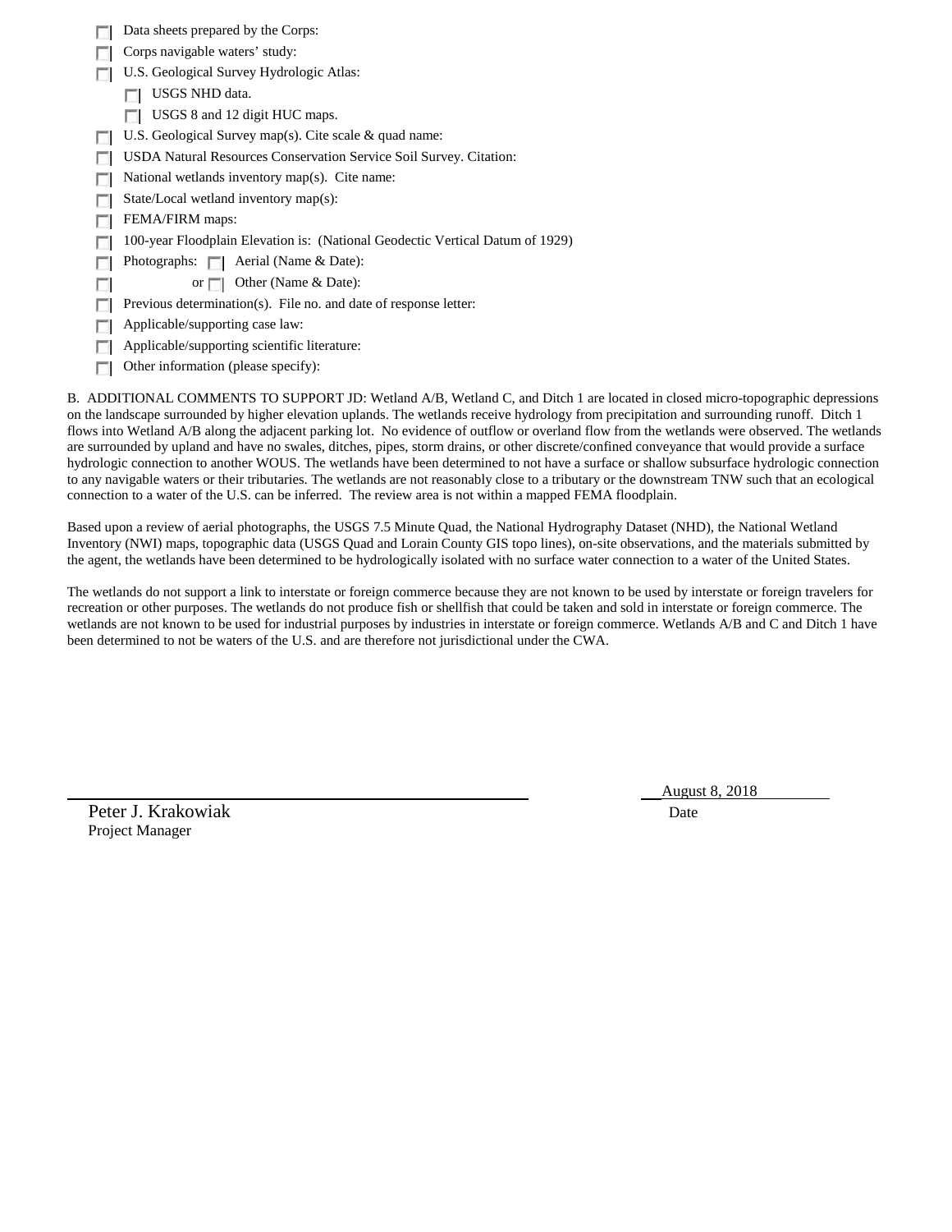- ☐ Data sheets prepared by the Corps:
- ☐ Corps navigable waters' study:
- ☐ U.S. Geological Survey Hydrologic Atlas:
  - ☐ USGS NHD data.
  - ☐ USGS 8 and 12 digit HUC maps.
- ☐ U.S. Geological Survey map(s). Cite scale & quad name:
- ☐ USDA Natural Resources Conservation Service Soil Survey. Citation:
- ☐ National wetlands inventory map(s). Cite name:
- ☐ State/Local wetland inventory map(s):
- ☐ FEMA/FIRM maps:
- ☐ 100-year Floodplain Elevation is: (National Geodectic Vertical Datum of 1929)
- ☐ Photographs: ☐ Aerial (Name & Date):
- ☐ or ☐ Other (Name & Date):
- ☐ Previous determination(s). File no. and date of response letter:
- ☐ Applicable/supporting case law:
- ☐ Applicable/supporting scientific literature:
- ☐ Other information (please specify):

B. ADDITIONAL COMMENTS TO SUPPORT JD: Wetland A/B, Wetland C, and Ditch 1 are located in closed micro-topographic depressions on the landscape surrounded by higher elevation uplands. The wetlands receive hydrology from precipitation and surrounding runoff. Ditch 1 flows into Wetland A/B along the adjacent parking lot. No evidence of outflow or overland flow from the wetlands were observed. The wetlands are surrounded by upland and have no swales, ditches, pipes, storm drains, or other discrete/confined conveyance that would provide a surface hydrologic connection to another WOUS. The wetlands have been determined to not have a surface or shallow subsurface hydrologic connection to any navigable waters or their tributaries. The wetlands are not reasonably close to a tributary or the downstream TNW such that an ecological connection to a water of the U.S. can be inferred. The review area is not within a mapped FEMA floodplain.

Based upon a review of aerial photographs, the USGS 7.5 Minute Quad, the National Hydrography Dataset (NHD), the National Wetland Inventory (NWI) maps, topographic data (USGS Quad and Lorain County GIS topo lines), on-site observations, and the materials submitted by the agent, the wetlands have been determined to be hydrologically isolated with no surface water connection to a water of the United States.

The wetlands do not support a link to interstate or foreign commerce because they are not known to be used by interstate or foreign travelers for recreation or other purposes. The wetlands do not produce fish or shellfish that could be taken and sold in interstate or foreign commerce. The wetlands are not known to be used for industrial purposes by industries in interstate or foreign commerce. Wetlands A/B and C and Ditch 1 have been determined to not be waters of the U.S. and are therefore not jurisdictional under the CWA.

Peter J. Krakowiak
Project Manager

August 8, 2018
Date